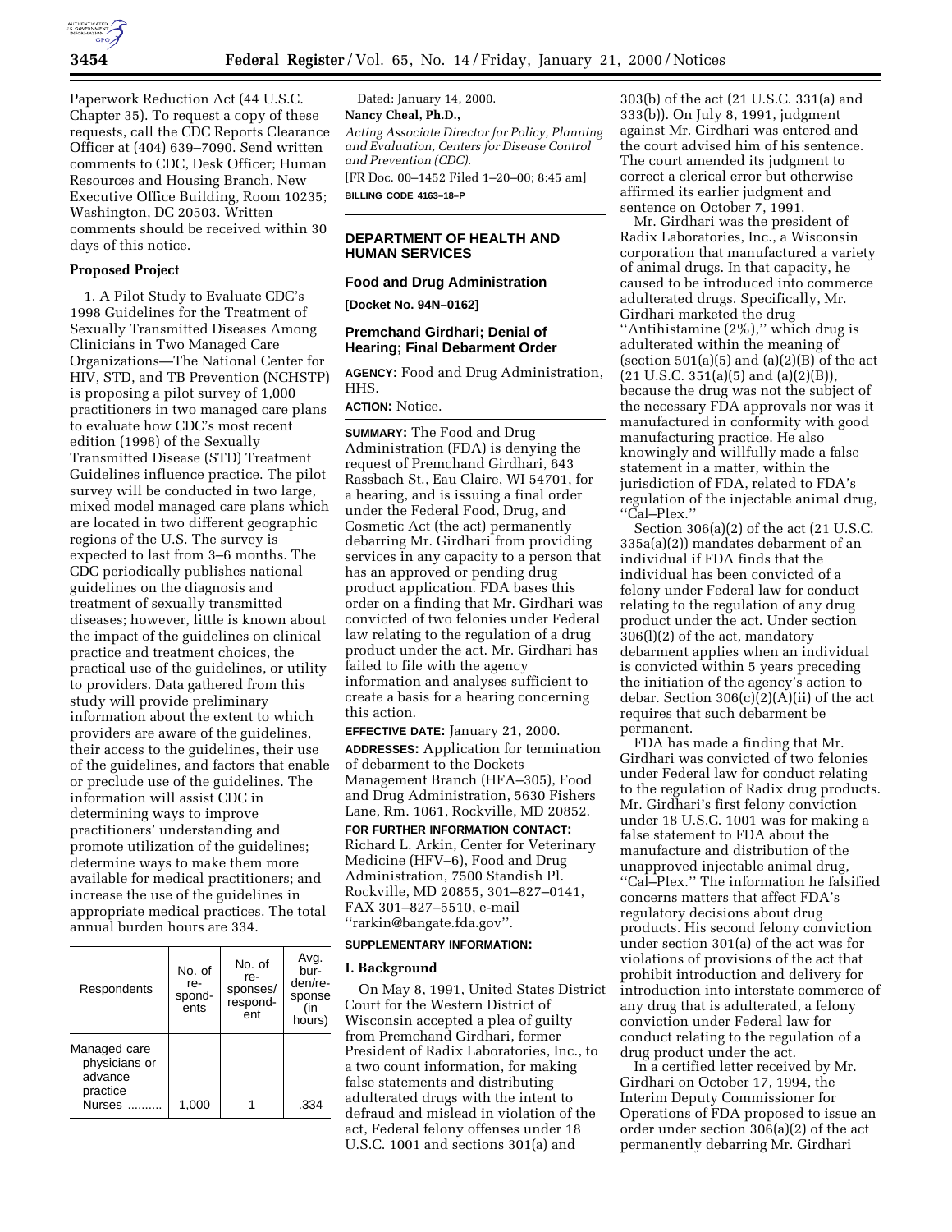Paperwork Reduction Act (44 U.S.C. Chapter 35). To request a copy of these requests, call the CDC Reports Clearance Officer at (404) 639–7090. Send written comments to CDC, Desk Officer; Human Resources and Housing Branch, New Executive Office Building, Room 10235; Washington, DC 20503. Written comments should be received within 30 days of this notice.

**Proposed Project**

1. A Pilot Study to Evaluate CDC's 1998 Guidelines for the Treatment of Sexually Transmitted Diseases Among Clinicians in Two Managed Care Organizations—The National Center for HIV, STD, and TB Prevention (NCHSTP) is proposing a pilot survey of 1,000 practitioners in two managed care plans to evaluate how CDC's most recent edition (1998) of the Sexually Transmitted Disease (STD) Treatment Guidelines influence practice. The pilot survey will be conducted in two large, mixed model managed care plans which are located in two different geographic regions of the U.S. The survey is expected to last from 3–6 months. The CDC periodically publishes national guidelines on the diagnosis and treatment of sexually transmitted diseases; however, little is known about the impact of the guidelines on clinical practice and treatment choices, the practical use of the guidelines, or utility to providers. Data gathered from this study will provide preliminary information about the extent to which providers are aware of the guidelines, their access to the guidelines, their use of the guidelines, and factors that enable or preclude use of the guidelines. The information will assist CDC in determining ways to improve practitioners' understanding and promote utilization of the guidelines; determine ways to make them more available for medical practitioners; and increase the use of the guidelines in appropriate medical practices. The total annual burden hours are 334.

| Respondents | No. of respondents | No. of responses/respondent | Avg. burden/response (in hours) |
|---|---|---|---|
| Managed care physicians or advance practice Nurses .......... | 1,000 | 1 | .334 |

Dated: January 14, 2000.

**Nancy Cheal, Ph.D.,**

*Acting Associate Director for Policy, Planning and Evaluation, Centers for Disease Control and Prevention (CDC).*

[FR Doc. 00–1452 Filed 1–20–00; 8:45 am]

**BILLING CODE 4163–18–P**

## DEPARTMENT OF HEALTH AND HUMAN SERVICES

### Food and Drug Administration

**[Docket No. 94N–0162]**

### Premchand Girdhari; Denial of Hearing; Final Debarment Order

**AGENCY:** Food and Drug Administration, HHS.

**ACTION:** Notice.

**SUMMARY:** The Food and Drug Administration (FDA) is denying the request of Premchand Girdhari, 643 Rassbach St., Eau Claire, WI 54701, for a hearing, and is issuing a final order under the Federal Food, Drug, and Cosmetic Act (the act) permanently debarring Mr. Girdhari from providing services in any capacity to a person that has an approved or pending drug product application. FDA bases this order on a finding that Mr. Girdhari was convicted of two felonies under Federal law relating to the regulation of a drug product under the act. Mr. Girdhari has failed to file with the agency information and analyses sufficient to create a basis for a hearing concerning this action.

**EFFECTIVE DATE:** January 21, 2000.

**ADDRESSES:** Application for termination of debarment to the Dockets Management Branch (HFA–305), Food and Drug Administration, 5630 Fishers Lane, Rm. 1061, Rockville, MD 20852.

**FOR FURTHER INFORMATION CONTACT:** Richard L. Arkin, Center for Veterinary Medicine (HFV–6), Food and Drug Administration, 7500 Standish Pl. Rockville, MD 20855, 301–827–0141, FAX 301–827–5510, e-mail ''rarkin@bangate.fda.gov''.

**SUPPLEMENTARY INFORMATION:**

**I. Background**

On May 8, 1991, United States District Court for the Western District of Wisconsin accepted a plea of guilty from Premchand Girdhari, former President of Radix Laboratories, Inc., to a two count information, for making false statements and distributing adulterated drugs with the intent to defraud and mislead in violation of the act, Federal felony offenses under 18 U.S.C. 1001 and sections 301(a) and 303(b) of the act (21 U.S.C. 331(a) and 333(b)). On July 8, 1991, judgment against Mr. Girdhari was entered and the court advised him of his sentence. The court amended its judgment to correct a clerical error but otherwise affirmed its earlier judgment and sentence on October 7, 1991.

Mr. Girdhari was the president of Radix Laboratories, Inc., a Wisconsin corporation that manufactured a variety of animal drugs. In that capacity, he caused to be introduced into commerce adulterated drugs. Specifically, Mr. Girdhari marketed the drug ''Antihistamine (2%),'' which drug is adulterated within the meaning of (section 501(a)(5) and (a)(2)(B) of the act (21 U.S.C. 351(a)(5) and (a)(2)(B)), because the drug was not the subject of the necessary FDA approvals nor was it manufactured in conformity with good manufacturing practice. He also knowingly and willfully made a false statement in a matter, within the jurisdiction of FDA, related to FDA's regulation of the injectable animal drug, ''Cal–Plex.''

Section 306(a)(2) of the act (21 U.S.C. 335a(a)(2)) mandates debarment of an individual if FDA finds that the individual has been convicted of a felony under Federal law for conduct relating to the regulation of any drug product under the act. Under section 306(l)(2) of the act, mandatory debarment applies when an individual is convicted within 5 years preceding the initiation of the agency's action to debar. Section 306(c)(2)(A)(ii) of the act requires that such debarment be permanent.

FDA has made a finding that Mr. Girdhari was convicted of two felonies under Federal law for conduct relating to the regulation of Radix drug products. Mr. Girdhari's first felony conviction under 18 U.S.C. 1001 was for making a false statement to FDA about the manufacture and distribution of the unapproved injectable animal drug, ''Cal–Plex.'' The information he falsified concerns matters that affect FDA's regulatory decisions about drug products. His second felony conviction under section 301(a) of the act was for violations of provisions of the act that prohibit introduction and delivery for introduction into interstate commerce of any drug that is adulterated, a felony conviction under Federal law for conduct relating to the regulation of a drug product under the act.

In a certified letter received by Mr. Girdhari on October 17, 1994, the Interim Deputy Commissioner for Operations of FDA proposed to issue an order under section 306(a)(2) of the act permanently debarring Mr. Girdhari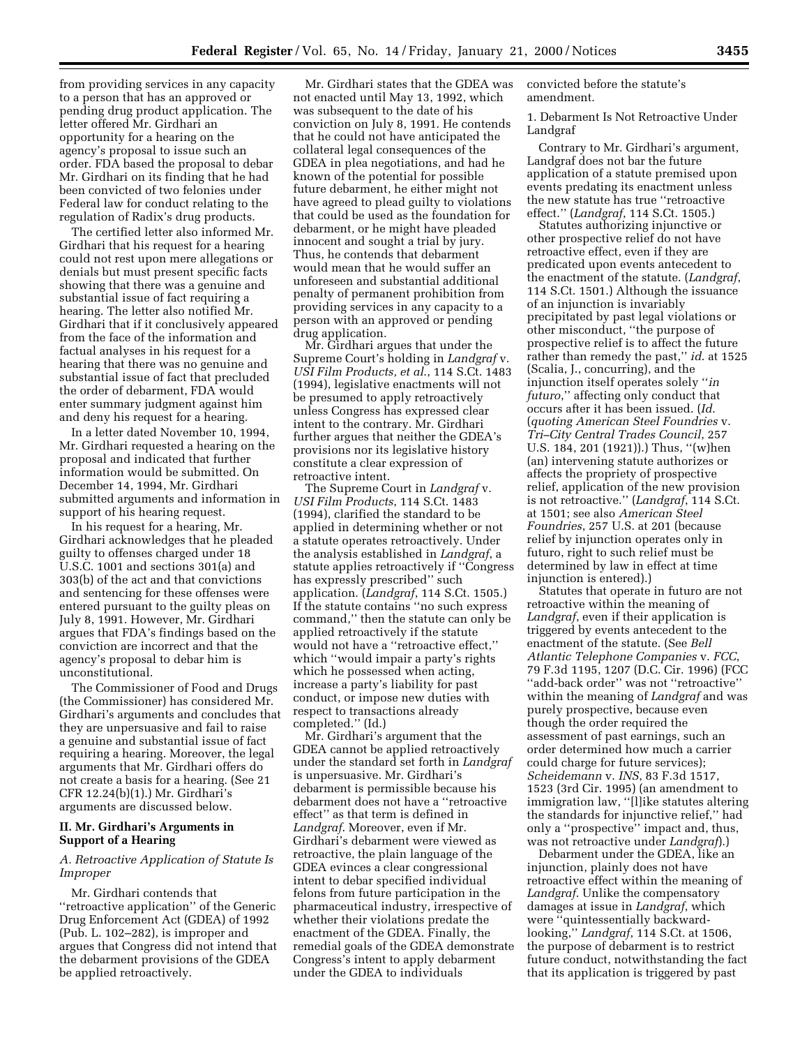from providing services in any capacity to a person that has an approved or pending drug product application. The letter offered Mr. Girdhari an opportunity for a hearing on the agency's proposal to issue such an order. FDA based the proposal to debar Mr. Girdhari on its finding that he had been convicted of two felonies under Federal law for conduct relating to the regulation of Radix's drug products.

The certified letter also informed Mr. Girdhari that his request for a hearing could not rest upon mere allegations or denials but must present specific facts showing that there was a genuine and substantial issue of fact requiring a hearing. The letter also notified Mr. Girdhari that if it conclusively appeared from the face of the information and factual analyses in his request for a hearing that there was no genuine and substantial issue of fact that precluded the order of debarment, FDA would enter summary judgment against him and deny his request for a hearing.

In a letter dated November 10, 1994, Mr. Girdhari requested a hearing on the proposal and indicated that further information would be submitted. On December 14, 1994, Mr. Girdhari submitted arguments and information in support of his hearing request.

In his request for a hearing, Mr. Girdhari acknowledges that he pleaded guilty to offenses charged under 18 U.S.C. 1001 and sections 301(a) and 303(b) of the act and that convictions and sentencing for these offenses were entered pursuant to the guilty pleas on July 8, 1991. However, Mr. Girdhari argues that FDA's findings based on the conviction are incorrect and that the agency's proposal to debar him is unconstitutional.

The Commissioner of Food and Drugs (the Commissioner) has considered Mr. Girdhari's arguments and concludes that they are unpersuasive and fail to raise a genuine and substantial issue of fact requiring a hearing. Moreover, the legal arguments that Mr. Girdhari offers do not create a basis for a hearing. (See 21 CFR 12.24(b)(1).) Mr. Girdhari's arguments are discussed below.

## II. Mr. Girdhari's Arguments in Support of a Hearing

### *A. Retroactive Application of Statute Is Improper*

Mr. Girdhari contends that "retroactive application" of the Generic Drug Enforcement Act (GDEA) of 1992 (Pub. L. 102–282), is improper and argues that Congress did not intend that the debarment provisions of the GDEA be applied retroactively.

Mr. Girdhari states that the GDEA was not enacted until May 13, 1992, which was subsequent to the date of his conviction on July 8, 1991. He contends that he could not have anticipated the collateral legal consequences of the GDEA in plea negotiations, and had he known of the potential for possible future debarment, he either might not have agreed to plead guilty to violations that could be used as the foundation for debarment, or he might have pleaded innocent and sought a trial by jury. Thus, he contends that debarment would mean that he would suffer an unforeseen and substantial additional penalty of permanent prohibition from providing services in any capacity to a person with an approved or pending drug application.

Mr. Girdhari argues that under the Supreme Court's holding in *Landgraf* v. *USI Film Products, et al.*, 114 S.Ct. 1483 (1994), legislative enactments will not be presumed to apply retroactively unless Congress has expressed clear intent to the contrary. Mr. Girdhari further argues that neither the GDEA's provisions nor its legislative history constitute a clear expression of retroactive intent.

The Supreme Court in *Landgraf* v. *USI Film Products*, 114 S.Ct. 1483 (1994), clarified the standard to be applied in determining whether or not a statute operates retroactively. Under the analysis established in *Landgraf*, a statute applies retroactively if "Congress has expressly prescribed" such application. (*Landgraf*, 114 S.Ct. 1505.) If the statute contains "no such express command," then the statute can only be applied retroactively if the statute would not have a "retroactive effect," which "would impair a party's rights which he possessed when acting, increase a party's liability for past conduct, or impose new duties with respect to transactions already completed." (Id.)

Mr. Girdhari's argument that the GDEA cannot be applied retroactively under the standard set forth in *Landgraf* is unpersuasive. Mr. Girdhari's debarment is permissible because his debarment does not have a "retroactive effect" as that term is defined in *Landgraf*. Moreover, even if Mr. Girdhari's debarment were viewed as retroactive, the plain language of the GDEA evinces a clear congressional intent to debar specified individual felons from future participation in the pharmaceutical industry, irrespective of whether their violations predate the enactment of the GDEA. Finally, the remedial goals of the GDEA demonstrate Congress's intent to apply debarment under the GDEA to individuals convicted before the statute's amendment.

1. Debarment Is Not Retroactive Under Landgraf

Contrary to Mr. Girdhari's argument, Landgraf does not bar the future application of a statute premised upon events predating its enactment unless the new statute has true "retroactive effect." (*Landgraf*, 114 S.Ct. 1505.)

Statutes authorizing injunctive or other prospective relief do not have retroactive effect, even if they are predicated upon events antecedent to the enactment of the statute. (*Landgraf*, 114 S.Ct. 1501.) Although the issuance of an injunction is invariably precipitated by past legal violations or other misconduct, "the purpose of prospective relief is to affect the future rather than remedy the past," *id.* at 1525 (Scalia, J., concurring), and the injunction itself operates solely "*in futuro*," affecting only conduct that occurs after it has been issued. (*Id.* (*quoting American Steel Foundries* v. *Tri–City Central Trades Council*, 257 U.S. 184, 201 (1921)).) Thus, "(w)hen (an) intervening statute authorizes or affects the propriety of prospective relief, application of the new provision is not retroactive." (*Landgraf*, 114 S.Ct. at 1501; see also *American Steel Foundries*, 257 U.S. at 201 (because relief by injunction operates only in futuro, right to such relief must be determined by law in effect at time injunction is entered).)

Statutes that operate in futuro are not retroactive within the meaning of *Landgraf*, even if their application is triggered by events antecedent to the enactment of the statute. (See *Bell Atlantic Telephone Companies* v. *FCC*, 79 F.3d 1195, 1207 (D.C. Cir. 1996) (FCC "add-back order" was not "retroactive" within the meaning of *Landgraf* and was purely prospective, because even though the order required the assessment of past earnings, such an order determined how much a carrier could charge for future services); *Scheidemann* v. *INS*, 83 F.3d 1517, 1523 (3rd Cir. 1995) (an amendment to immigration law, "[l]ike statutes altering the standards for injunctive relief," had only a "prospective" impact and, thus, was not retroactive under *Landgraf*).)

Debarment under the GDEA, like an injunction, plainly does not have retroactive effect within the meaning of *Landgraf*. Unlike the compensatory damages at issue in *Landgraf*, which were "quintessentially backward-looking," *Landgraf*, 114 S.Ct. at 1506, the purpose of debarment is to restrict future conduct, notwithstanding the fact that its application is triggered by past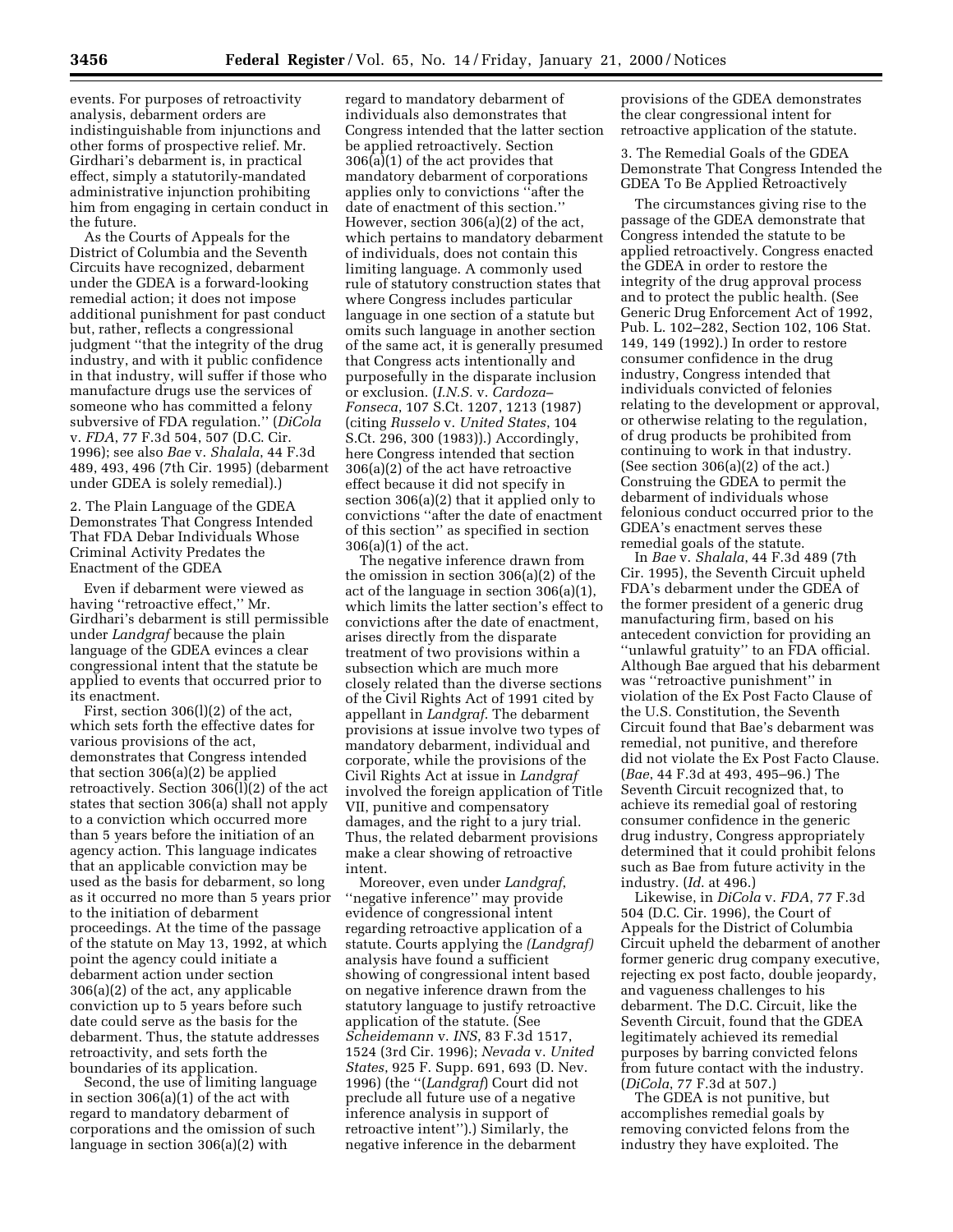events. For purposes of retroactivity analysis, debarment orders are indistinguishable from injunctions and other forms of prospective relief. Mr. Girdhari's debarment is, in practical effect, simply a statutorily-mandated administrative injunction prohibiting him from engaging in certain conduct in the future.

As the Courts of Appeals for the District of Columbia and the Seventh Circuits have recognized, debarment under the GDEA is a forward-looking remedial action; it does not impose additional punishment for past conduct but, rather, reflects a congressional judgment ''that the integrity of the drug industry, and with it public confidence in that industry, will suffer if those who manufacture drugs use the services of someone who has committed a felony subversive of FDA regulation.'' (*DiCola* v. *FDA*, 77 F.3d 504, 507 (D.C. Cir. 1996); see also *Bae* v. *Shalala*, 44 F.3d 489, 493, 496 (7th Cir. 1995) (debarment under GDEA is solely remedial).)

2. The Plain Language of the GDEA Demonstrates That Congress Intended That FDA Debar Individuals Whose Criminal Activity Predates the Enactment of the GDEA

Even if debarment were viewed as having ''retroactive effect,'' Mr. Girdhari's debarment is still permissible under *Landgraf* because the plain language of the GDEA evinces a clear congressional intent that the statute be applied to events that occurred prior to its enactment.

First, section 306(l)(2) of the act, which sets forth the effective dates for various provisions of the act, demonstrates that Congress intended that section 306(a)(2) be applied retroactively. Section 306(l)(2) of the act states that section 306(a) shall not apply to a conviction which occurred more than 5 years before the initiation of an agency action. This language indicates that an applicable conviction may be used as the basis for debarment, so long as it occurred no more than 5 years prior to the initiation of debarment proceedings. At the time of the passage of the statute on May 13, 1992, at which point the agency could initiate a debarment action under section 306(a)(2) of the act, any applicable conviction up to 5 years before such date could serve as the basis for the debarment. Thus, the statute addresses retroactivity, and sets forth the boundaries of its application.

Second, the use of limiting language in section 306(a)(1) of the act with regard to mandatory debarment of corporations and the omission of such language in section 306(a)(2) with regard to mandatory debarment of individuals also demonstrates that Congress intended that the latter section be applied retroactively. Section 306(a)(1) of the act provides that mandatory debarment of corporations applies only to convictions ''after the date of enactment of this section.'' However, section 306(a)(2) of the act, which pertains to mandatory debarment of individuals, does not contain this limiting language. A commonly used rule of statutory construction states that where Congress includes particular language in one section of a statute but omits such language in another section of the same act, it is generally presumed that Congress acts intentionally and purposefully in the disparate inclusion or exclusion. (*I.N.S.* v. *Cardoza–Fonseca*, 107 S.Ct. 1207, 1213 (1987) (citing *Russelo* v. *United States*, 104 S.Ct. 296, 300 (1983)).) Accordingly, here Congress intended that section 306(a)(2) of the act have retroactive effect because it did not specify in section 306(a)(2) that it applied only to convictions ''after the date of enactment of this section'' as specified in section 306(a)(1) of the act.

The negative inference drawn from the omission in section 306(a)(2) of the act of the language in section 306(a)(1), which limits the latter section's effect to convictions after the date of enactment, arises directly from the disparate treatment of two provisions within a subsection which are much more closely related than the diverse sections of the Civil Rights Act of 1991 cited by appellant in *Landgraf*. The debarment provisions at issue involve two types of mandatory debarment, individual and corporate, while the provisions of the Civil Rights Act at issue in *Landgraf* involved the foreign application of Title VII, punitive and compensatory damages, and the right to a jury trial. Thus, the related debarment provisions make a clear showing of retroactive intent.

Moreover, even under *Landgraf*, ''negative inference'' may provide evidence of congressional intent regarding retroactive application of a statute. Courts applying the *(Landgraf)* analysis have found a sufficient showing of congressional intent based on negative inference drawn from the statutory language to justify retroactive application of the statute. (See *Scheidemann* v. *INS*, 83 F.3d 1517, 1524 (3rd Cir. 1996); *Nevada* v. *United States*, 925 F. Supp. 691, 693 (D. Nev. 1996) (the ''(*Landgraf*) Court did not preclude all future use of a negative inference analysis in support of retroactive intent'').) Similarly, the negative inference in the debarment provisions of the GDEA demonstrates the clear congressional intent for retroactive application of the statute.

3. The Remedial Goals of the GDEA Demonstrate That Congress Intended the GDEA To Be Applied Retroactively

The circumstances giving rise to the passage of the GDEA demonstrate that Congress intended the statute to be applied retroactively. Congress enacted the GDEA in order to restore the integrity of the drug approval process and to protect the public health. (See Generic Drug Enforcement Act of 1992, Pub. L. 102–282, Section 102, 106 Stat. 149, 149 (1992).) In order to restore consumer confidence in the drug industry, Congress intended that individuals convicted of felonies relating to the development or approval, or otherwise relating to the regulation, of drug products be prohibited from continuing to work in that industry. (See section 306(a)(2) of the act.) Construing the GDEA to permit the debarment of individuals whose felonious conduct occurred prior to the GDEA's enactment serves these remedial goals of the statute.

In *Bae* v. *Shalala*, 44 F.3d 489 (7th Cir. 1995), the Seventh Circuit upheld FDA's debarment under the GDEA of the former president of a generic drug manufacturing firm, based on his antecedent conviction for providing an ''unlawful gratuity'' to an FDA official. Although Bae argued that his debarment was ''retroactive punishment'' in violation of the Ex Post Facto Clause of the U.S. Constitution, the Seventh Circuit found that Bae's debarment was remedial, not punitive, and therefore did not violate the Ex Post Facto Clause. (*Bae*, 44 F.3d at 493, 495–96.) The Seventh Circuit recognized that, to achieve its remedial goal of restoring consumer confidence in the generic drug industry, Congress appropriately determined that it could prohibit felons such as Bae from future activity in the industry. (*Id.* at 496.)

Likewise, in *DiCola* v. *FDA*, 77 F.3d 504 (D.C. Cir. 1996), the Court of Appeals for the District of Columbia Circuit upheld the debarment of another former generic drug company executive, rejecting ex post facto, double jeopardy, and vagueness challenges to his debarment. The D.C. Circuit, like the Seventh Circuit, found that the GDEA legitimately achieved its remedial purposes by barring convicted felons from future contact with the industry. (*DiCola*, 77 F.3d at 507.)

The GDEA is not punitive, but accomplishes remedial goals by removing convicted felons from the industry they have exploited. The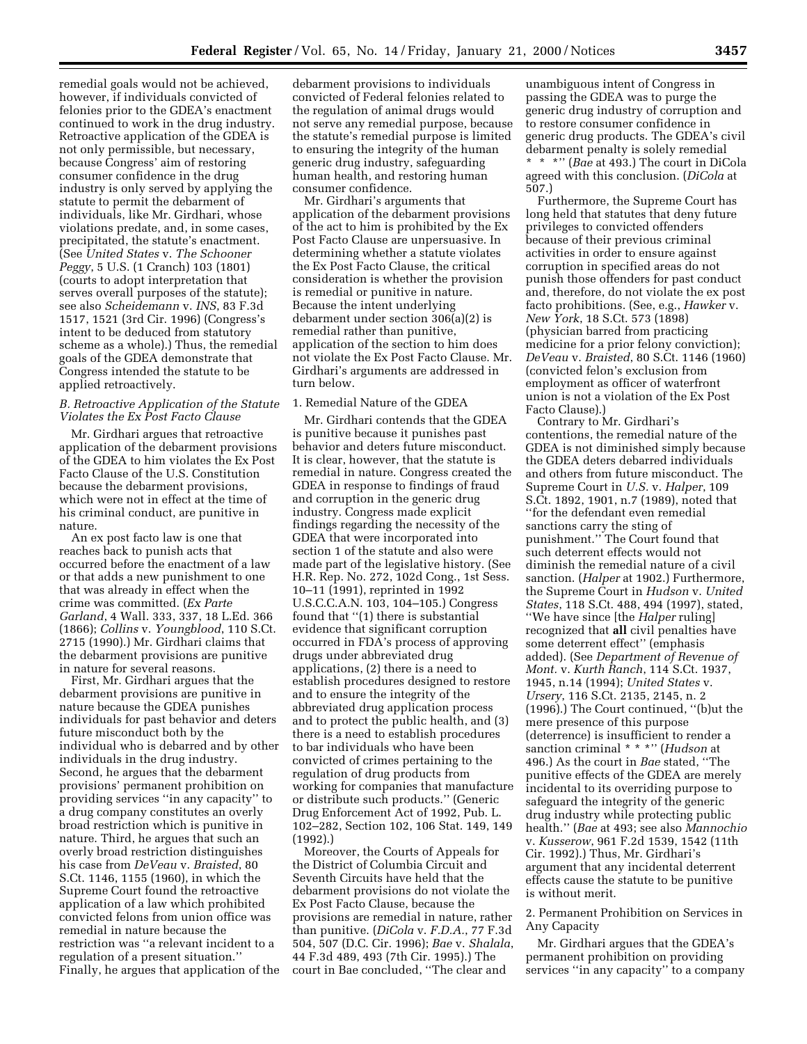remedial goals would not be achieved, however, if individuals convicted of felonies prior to the GDEA's enactment continued to work in the drug industry. Retroactive application of the GDEA is not only permissible, but necessary, because Congress' aim of restoring consumer confidence in the drug industry is only served by applying the statute to permit the debarment of individuals, like Mr. Girdhari, whose violations predate, and, in some cases, precipitated, the statute's enactment. (See *United States* v. *The Schooner Peggy*, 5 U.S. (1 Cranch) 103 (1801) (courts to adopt interpretation that serves overall purposes of the statute); see also *Scheidemann* v. *INS*, 83 F.3d 1517, 1521 (3rd Cir. 1996) (Congress's intent to be deduced from statutory scheme as a whole).) Thus, the remedial goals of the GDEA demonstrate that Congress intended the statute to be applied retroactively.

### *B. Retroactive Application of the Statute Violates the Ex Post Facto Clause*

Mr. Girdhari argues that retroactive application of the debarment provisions of the GDEA to him violates the Ex Post Facto Clause of the U.S. Constitution because the debarment provisions, which were not in effect at the time of his criminal conduct, are punitive in nature.

An ex post facto law is one that reaches back to punish acts that occurred before the enactment of a law or that adds a new punishment to one that was already in effect when the crime was committed. (*Ex Parte Garland*, 4 Wall. 333, 337, 18 L.Ed. 366 (1866); *Collins* v. *Youngblood*, 110 S.Ct. 2715 (1990).) Mr. Girdhari claims that the debarment provisions are punitive in nature for several reasons.

First, Mr. Girdhari argues that the debarment provisions are punitive in nature because the GDEA punishes individuals for past behavior and deters future misconduct both by the individual who is debarred and by other individuals in the drug industry. Second, he argues that the debarment provisions' permanent prohibition on providing services "in any capacity" to a drug company constitutes an overly broad restriction which is punitive in nature. Third, he argues that such an overly broad restriction distinguishes his case from *DeVeau* v. *Braisted*, 80 S.Ct. 1146, 1155 (1960), in which the Supreme Court found the retroactive application of a law which prohibited convicted felons from union office was remedial in nature because the restriction was "a relevant incident to a regulation of a present situation." Finally, he argues that application of the debarment provisions to individuals convicted of Federal felonies related to the regulation of animal drugs would not serve any remedial purpose, because the statute's remedial purpose is limited to ensuring the integrity of the human generic drug industry, safeguarding human health, and restoring human consumer confidence.

Mr. Girdhari's arguments that application of the debarment provisions of the act to him is prohibited by the Ex Post Facto Clause are unpersuasive. In determining whether a statute violates the Ex Post Facto Clause, the critical consideration is whether the provision is remedial or punitive in nature. Because the intent underlying debarment under section 306(a)(2) is remedial rather than punitive, application of the section to him does not violate the Ex Post Facto Clause. Mr. Girdhari's arguments are addressed in turn below.

#### 1. Remedial Nature of the GDEA

Mr. Girdhari contends that the GDEA is punitive because it punishes past behavior and deters future misconduct. It is clear, however, that the statute is remedial in nature. Congress created the GDEA in response to findings of fraud and corruption in the generic drug industry. Congress made explicit findings regarding the necessity of the GDEA that were incorporated into section 1 of the statute and also were made part of the legislative history. (See H.R. Rep. No. 272, 102d Cong., 1st Sess. 10–11 (1991), reprinted in 1992 U.S.C.C.A.N. 103, 104–105.) Congress found that "(1) there is substantial evidence that significant corruption occurred in FDA's process of approving drugs under abbreviated drug applications, (2) there is a need to establish procedures designed to restore and to ensure the integrity of the abbreviated drug application process and to protect the public health, and (3) there is a need to establish procedures to bar individuals who have been convicted of crimes pertaining to the regulation of drug products from working for companies that manufacture or distribute such products." (Generic Drug Enforcement Act of 1992, Pub. L. 102–282, Section 102, 106 Stat. 149, 149 (1992).)

Moreover, the Courts of Appeals for the District of Columbia Circuit and Seventh Circuits have held that the debarment provisions do not violate the Ex Post Facto Clause, because the provisions are remedial in nature, rather than punitive. (*DiCola* v. *F.D.A.*, 77 F.3d 504, 507 (D.C. Cir. 1996); *Bae* v. *Shalala*, 44 F.3d 489, 493 (7th Cir. 1995).) The court in Bae concluded, "The clear and unambiguous intent of Congress in passing the GDEA was to purge the generic drug industry of corruption and to restore consumer confidence in generic drug products. The GDEA's civil debarment penalty is solely remedial * * *" (*Bae* at 493.) The court in DiCola agreed with this conclusion. (*DiCola* at 507.)

Furthermore, the Supreme Court has long held that statutes that deny future privileges to convicted offenders because of their previous criminal activities in order to ensure against corruption in specified areas do not punish those offenders for past conduct and, therefore, do not violate the ex post facto prohibitions. (See, e.g., *Hawker* v. *New York*, 18 S.Ct. 573 (1898) (physician barred from practicing medicine for a prior felony conviction); *DeVeau* v. *Braisted*, 80 S.Ct. 1146 (1960) (convicted felon's exclusion from employment as officer of waterfront union is not a violation of the Ex Post Facto Clause).)

Contrary to Mr. Girdhari's contentions, the remedial nature of the GDEA is not diminished simply because the GDEA deters debarred individuals and others from future misconduct. The Supreme Court in *U.S.* v. *Halper*, 109 S.Ct. 1892, 1901, n.7 (1989), noted that "for the defendant even remedial sanctions carry the sting of punishment." The Court found that such deterrent effects would not diminish the remedial nature of a civil sanction. (*Halper* at 1902.) Furthermore, the Supreme Court in *Hudson* v. *United States*, 118 S.Ct. 488, 494 (1997), stated, "We have since [the *Halper* ruling] recognized that **all** civil penalties have some deterrent effect" (emphasis added). (See *Department of Revenue of Mont.* v. *Kurth Ranch*, 114 S.Ct. 1937, 1945, n.14 (1994); *United States* v. *Ursery*, 116 S.Ct. 2135, 2145, n. 2 (1996).) The Court continued, "(b)ut the mere presence of this purpose (deterrence) is insufficient to render a sanction criminal * * *" (*Hudson* at 496.) As the court in *Bae* stated, "The punitive effects of the GDEA are merely incidental to its overriding purpose to safeguard the integrity of the generic drug industry while protecting public health." (*Bae* at 493; see also *Mannochio* v. *Kusserow*, 961 F.2d 1539, 1542 (11th Cir. 1992).) Thus, Mr. Girdhari's argument that any incidental deterrent effects cause the statute to be punitive is without merit.

#### 2. Permanent Prohibition on Services in Any Capacity

Mr. Girdhari argues that the GDEA's permanent prohibition on providing services "in any capacity" to a company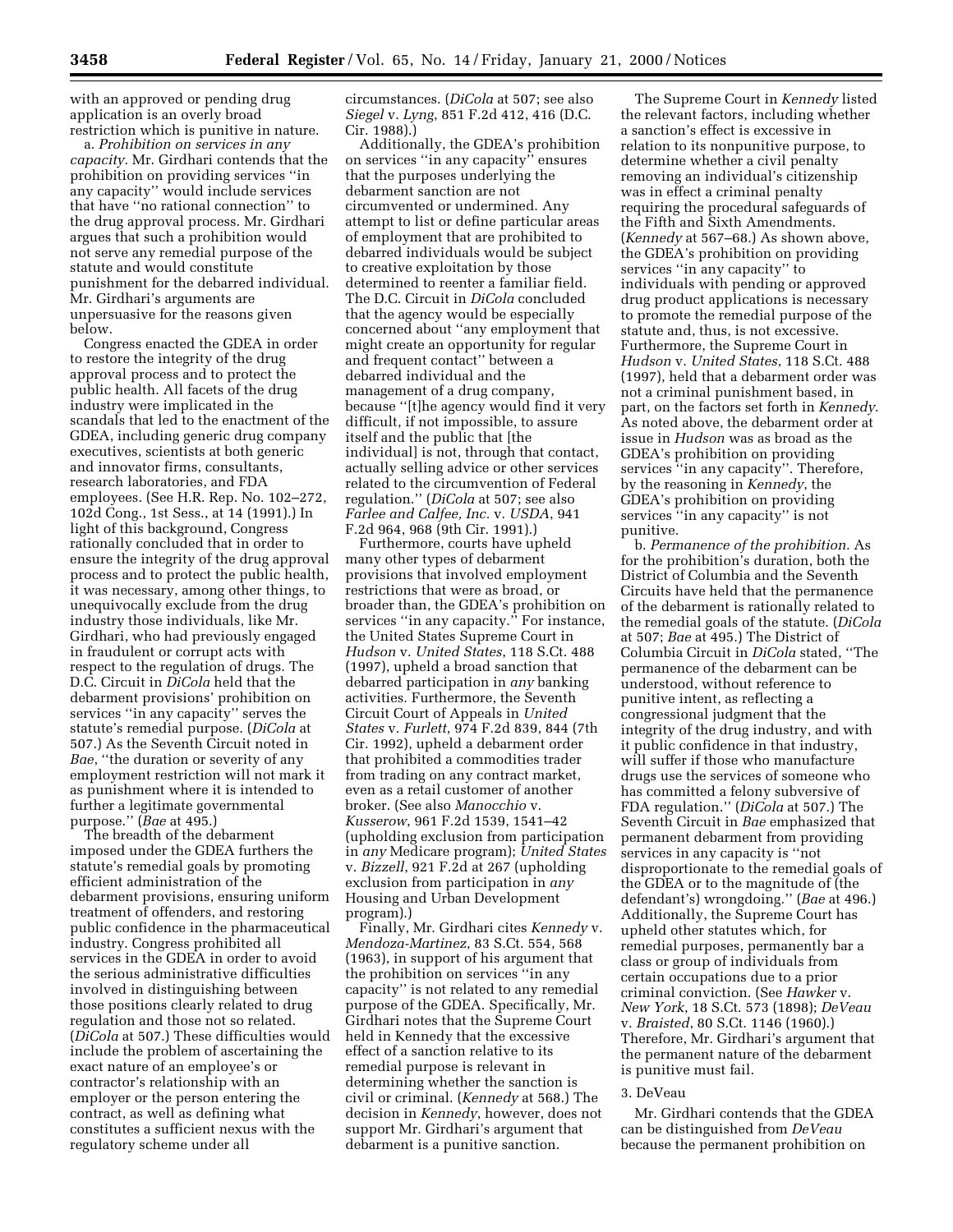with an approved or pending drug application is an overly broad restriction which is punitive in nature.

a. *Prohibition on services in any capacity*. Mr. Girdhari contends that the prohibition on providing services ''in any capacity'' would include services that have ''no rational connection'' to the drug approval process. Mr. Girdhari argues that such a prohibition would not serve any remedial purpose of the statute and would constitute punishment for the debarred individual. Mr. Girdhari's arguments are unpersuasive for the reasons given below.

Congress enacted the GDEA in order to restore the integrity of the drug approval process and to protect the public health. All facets of the drug industry were implicated in the scandals that led to the enactment of the GDEA, including generic drug company executives, scientists at both generic and innovator firms, consultants, research laboratories, and FDA employees. (See H.R. Rep. No. 102–272, 102d Cong., 1st Sess., at 14 (1991).) In light of this background, Congress rationally concluded that in order to ensure the integrity of the drug approval process and to protect the public health, it was necessary, among other things, to unequivocally exclude from the drug industry those individuals, like Mr. Girdhari, who had previously engaged in fraudulent or corrupt acts with respect to the regulation of drugs. The D.C. Circuit in *DiCola* held that the debarment provisions' prohibition on services ''in any capacity'' serves the statute's remedial purpose. (*DiCola* at 507.) As the Seventh Circuit noted in *Bae*, ''the duration or severity of any employment restriction will not mark it as punishment where it is intended to further a legitimate governmental purpose.'' (*Bae* at 495.)

The breadth of the debarment imposed under the GDEA furthers the statute's remedial goals by promoting efficient administration of the debarment provisions, ensuring uniform treatment of offenders, and restoring public confidence in the pharmaceutical industry. Congress prohibited all services in the GDEA in order to avoid the serious administrative difficulties involved in distinguishing between those positions clearly related to drug regulation and those not so related. (*DiCola* at 507.) These difficulties would include the problem of ascertaining the exact nature of an employee's or contractor's relationship with an employer or the person entering the contract, as well as defining what constitutes a sufficient nexus with the regulatory scheme under all circumstances. (*DiCola* at 507; see also *Siegel* v. *Lyng*, 851 F.2d 412, 416 (D.C. Cir. 1988).)

Additionally, the GDEA's prohibition on services ''in any capacity'' ensures that the purposes underlying the debarment sanction are not circumvented or undermined. Any attempt to list or define particular areas of employment that are prohibited to debarred individuals would be subject to creative exploitation by those determined to reenter a familiar field. The D.C. Circuit in *DiCola* concluded that the agency would be especially concerned about ''any employment that might create an opportunity for regular and frequent contact'' between a debarred individual and the management of a drug company, because ''[t]he agency would find it very difficult, if not impossible, to assure itself and the public that [the individual] is not, through that contact, actually selling advice or other services related to the circumvention of Federal regulation.'' (*DiCola* at 507; see also *Farlee and Calfee, Inc.* v. *USDA*, 941 F.2d 964, 968 (9th Cir. 1991).)

Furthermore, courts have upheld many other types of debarment provisions that involved employment restrictions that were as broad, or broader than, the GDEA's prohibition on services ''in any capacity.'' For instance, the United States Supreme Court in *Hudson* v. *United States*, 118 S.Ct. 488 (1997), upheld a broad sanction that debarred participation in *any* banking activities. Furthermore, the Seventh Circuit Court of Appeals in *United States* v. *Furlett*, 974 F.2d 839, 844 (7th Cir. 1992), upheld a debarment order that prohibited a commodities trader from trading on any contract market, even as a retail customer of another broker. (See also *Manocchio* v. *Kusserow*, 961 F.2d 1539, 1541–42 (upholding exclusion from participation in *any* Medicare program); *United States* v. *Bizzell*, 921 F.2d at 267 (upholding exclusion from participation in *any* Housing and Urban Development program).)

Finally, Mr. Girdhari cites *Kennedy* v. *Mendoza-Martinez*, 83 S.Ct. 554, 568 (1963), in support of his argument that the prohibition on services ''in any capacity'' is not related to any remedial purpose of the GDEA. Specifically, Mr. Girdhari notes that the Supreme Court held in Kennedy that the excessive effect of a sanction relative to its remedial purpose is relevant in determining whether the sanction is civil or criminal. (*Kennedy* at 568.) The decision in *Kennedy*, however, does not support Mr. Girdhari's argument that debarment is a punitive sanction.

The Supreme Court in *Kennedy* listed the relevant factors, including whether a sanction's effect is excessive in relation to its nonpunitive purpose, to determine whether a civil penalty removing an individual's citizenship was in effect a criminal penalty requiring the procedural safeguards of the Fifth and Sixth Amendments. (*Kennedy* at 567–68.) As shown above, the GDEA's prohibition on providing services ''in any capacity'' to individuals with pending or approved drug product applications is necessary to promote the remedial purpose of the statute and, thus, is not excessive. Furthermore, the Supreme Court in *Hudson* v. *United States*, 118 S.Ct. 488 (1997), held that a debarment order was not a criminal punishment based, in part, on the factors set forth in *Kennedy*. As noted above, the debarment order at issue in *Hudson* was as broad as the GDEA's prohibition on providing services ''in any capacity''. Therefore, by the reasoning in *Kennedy*, the GDEA's prohibition on providing services ''in any capacity'' is not punitive.

b. *Permanence of the prohibition*. As for the prohibition's duration, both the District of Columbia and the Seventh Circuits have held that the permanence of the debarment is rationally related to the remedial goals of the statute. (*DiCola* at 507; *Bae* at 495.) The District of Columbia Circuit in *DiCola* stated, ''The permanence of the debarment can be understood, without reference to punitive intent, as reflecting a congressional judgment that the integrity of the drug industry, and with it public confidence in that industry, will suffer if those who manufacture drugs use the services of someone who has committed a felony subversive of FDA regulation.'' (*DiCola* at 507.) The Seventh Circuit in *Bae* emphasized that permanent debarment from providing services in any capacity is ''not disproportionate to the remedial goals of the GDEA or to the magnitude of (the defendant's) wrongdoing.'' (*Bae* at 496.) Additionally, the Supreme Court has upheld other statutes which, for remedial purposes, permanently bar a class or group of individuals from certain occupations due to a prior criminal conviction. (See *Hawker* v. *New York*, 18 S.Ct. 573 (1898); *DeVeau* v. *Braisted*, 80 S.Ct. 1146 (1960).) Therefore, Mr. Girdhari's argument that the permanent nature of the debarment is punitive must fail.

3. DeVeau

Mr. Girdhari contends that the GDEA can be distinguished from *DeVeau* because the permanent prohibition on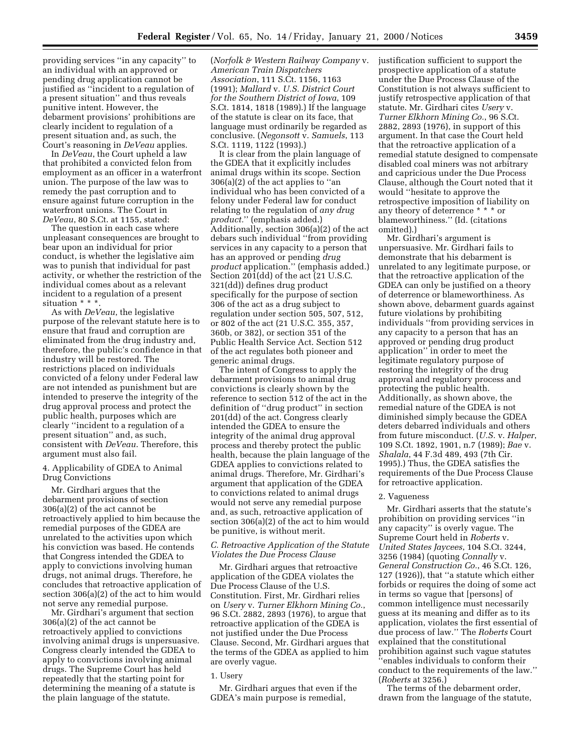providing services "in any capacity" to an individual with an approved or pending drug application cannot be justified as "incident to a regulation of a present situation" and thus reveals punitive intent. However, the debarment provisions' prohibitions are clearly incident to regulation of a present situation and, as such, the Court's reasoning in *DeVeau* applies.

In *DeVeau*, the Court upheld a law that prohibited a convicted felon from employment as an officer in a waterfront union. The purpose of the law was to remedy the past corruption and to ensure against future corruption in the waterfront unions. The Court in *DeVeau*, 80 S.Ct. at 1155, stated:

The question in each case where unpleasant consequences are brought to bear upon an individual for prior conduct, is whether the legislative aim was to punish that individual for past activity, or whether the restriction of the individual comes about as a relevant incident to a regulation of a present situation * * *.

As with *DeVeau*, the legislative purpose of the relevant statute here is to ensure that fraud and corruption are eliminated from the drug industry and, therefore, the public's confidence in that industry will be restored. The restrictions placed on individuals convicted of a felony under Federal law are not intended as punishment but are intended to preserve the integrity of the drug approval process and protect the public health, purposes which are clearly "incident to a regulation of a present situation" and, as such, consistent with *DeVeau*. Therefore, this argument must also fail.

4. Applicability of GDEA to Animal Drug Convictions

Mr. Girdhari argues that the debarment provisions of section 306(a)(2) of the act cannot be retroactively applied to him because the remedial purposes of the GDEA are unrelated to the activities upon which his conviction was based. He contends that Congress intended the GDEA to apply to convictions involving human drugs, not animal drugs. Therefore, he concludes that retroactive application of section 306(a)(2) of the act to him would not serve any remedial purpose.

Mr. Girdhari's argument that section 306(a)(2) of the act cannot be retroactively applied to convictions involving animal drugs is unpersuasive. Congress clearly intended the GDEA to apply to convictions involving animal drugs. The Supreme Court has held repeatedly that the starting point for determining the meaning of a statute is the plain language of the statute. (*Norfolk & Western Railway Company* v. *American Train Dispatchers Association*, 111 S.Ct. 1156, 1163 (1991); *Mallard* v. *U.S. District Court for the Southern District of Iowa*, 109 S.Ct. 1814, 1818 (1989).) If the language of the statute is clear on its face, that language must ordinarily be regarded as conclusive. (*Negonsott* v. *Samuels*, 113 S.Ct. 1119, 1122 (1993).)

It is clear from the plain language of the GDEA that it explicitly includes animal drugs within its scope. Section 306(a)(2) of the act applies to "an individual who has been convicted of a felony under Federal law for conduct relating to the regulation of *any drug product*." (emphasis added.) Additionally, section 306(a)(2) of the act debars such individual "from providing services in any capacity to a person that has an approved or pending *drug product* application." (emphasis added.) Section 201(dd) of the act (21 U.S.C. 321(dd)) defines drug product specifically for the purpose of section 306 of the act as a drug subject to regulation under section 505, 507, 512, or 802 of the act (21 U.S.C. 355, 357, 360b, or 382), or section 351 of the Public Health Service Act. Section 512 of the act regulates both pioneer and generic animal drugs.

The intent of Congress to apply the debarment provisions to animal drug convictions is clearly shown by the reference to section 512 of the act in the definition of "drug product" in section 201(dd) of the act. Congress clearly intended the GDEA to ensure the integrity of the animal drug approval process and thereby protect the public health, because the plain language of the GDEA applies to convictions related to animal drugs. Therefore, Mr. Girdhari's argument that application of the GDEA to convictions related to animal drugs would not serve any remedial purpose and, as such, retroactive application of section 306(a)(2) of the act to him would be punitive, is without merit.

### C. Retroactive Application of the Statute Violates the Due Process Clause

Mr. Girdhari argues that retroactive application of the GDEA violates the Due Process Clause of the U.S. Constitution. First, Mr. Girdhari relies on *Usery* v. *Turner Elkhorn Mining Co.*, 96 S.Ct. 2882, 2893 (1976), to argue that retroactive application of the GDEA is not justified under the Due Process Clause. Second, Mr. Girdhari argues that the terms of the GDEA as applied to him are overly vague.

1. Usery

Mr. Girdhari argues that even if the GDEA's main purpose is remedial, justification sufficient to support the prospective application of a statute under the Due Process Clause of the Constitution is not always sufficient to justify retrospective application of that statute. Mr. Girdhari cites *Usery* v. *Turner Elkhorn Mining Co.*, 96 S.Ct. 2882, 2893 (1976), in support of this argument. In that case the Court held that the retroactive application of a remedial statute designed to compensate disabled coal miners was not arbitrary and capricious under the Due Process Clause, although the Court noted that it would "hesitate to approve the retrospective imposition of liability on any theory of deterrence * * * or blameworthiness." (Id. (citations omitted).)

Mr. Girdhari's argument is unpersuasive. Mr. Girdhari fails to demonstrate that his debarment is unrelated to any legitimate purpose, or that the retroactive application of the GDEA can only be justified on a theory of deterrence or blameworthiness. As shown above, debarment guards against future violations by prohibiting individuals "from providing services in any capacity to a person that has an approved or pending drug product application" in order to meet the legitimate regulatory purpose of restoring the integrity of the drug approval and regulatory process and protecting the public health. Additionally, as shown above, the remedial nature of the GDEA is not diminished simply because the GDEA deters debarred individuals and others from future misconduct. (*U.S.* v. *Halper*, 109 S.Ct. 1892, 1901, n.7 (1989); *Bae* v. *Shalala*, 44 F.3d 489, 493 (7th Cir. 1995).) Thus, the GDEA satisfies the requirements of the Due Process Clause for retroactive application.

2. Vagueness

Mr. Girdhari asserts that the statute's prohibition on providing services "in any capacity" is overly vague. The Supreme Court held in *Roberts* v. *United States Jaycees*, 104 S.Ct. 3244, 3256 (1984) (quoting *Connally* v. *General Construction Co.*, 46 S.Ct. 126, 127 (1926)), that "a statute which either forbids or requires the doing of some act in terms so vague that [persons] of common intelligence must necessarily guess at its meaning and differ as to its application, violates the first essential of due process of law." The *Roberts* Court explained that the constitutional prohibition against such vague statutes "enables individuals to conform their conduct to the requirements of the law." (*Roberts* at 3256.)

The terms of the debarment order, drawn from the language of the statute,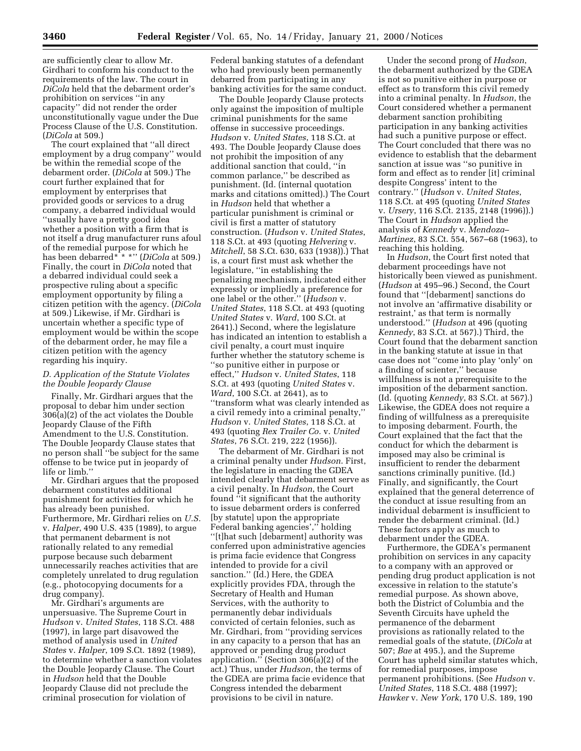are sufficiently clear to allow Mr. Girdhari to conform his conduct to the requirements of the law. The court in *DiCola* held that the debarment order's prohibition on services ''in any capacity'' did not render the order unconstitutionally vague under the Due Process Clause of the U.S. Constitution. (*DiCola* at 509.)

The court explained that ''all direct employment by a drug company'' would be within the remedial scope of the debarment order. (*DiCola* at 509.) The court further explained that for employment by enterprises that provided goods or services to a drug company, a debarred individual would ''usually have a pretty good idea whether a position with a firm that is not itself a drug manufacturer runs afoul of the remedial purpose for which he has been debarred* * *'' (*DiCola* at 509.) Finally, the court in *DiCola* noted that a debarred individual could seek a prospective ruling about a specific employment opportunity by filing a citizen petition with the agency. (*DiCola* at 509.) Likewise, if Mr. Girdhari is uncertain whether a specific type of employment would be within the scope of the debarment order, he may file a citizen petition with the agency regarding his inquiry.

*D. Application of the Statute Violates the Double Jeopardy Clause*

Finally, Mr. Girdhari argues that the proposal to debar him under section 306(a)(2) of the act violates the Double Jeopardy Clause of the Fifth Amendment to the U.S. Constitution. The Double Jeopardy Clause states that no person shall ''be subject for the same offense to be twice put in jeopardy of life or limb.''

Mr. Girdhari argues that the proposed debarment constitutes additional punishment for activities for which he has already been punished. Furthermore, Mr. Girdhari relies on *U.S.* v. *Halper*, 490 U.S. 435 (1989), to argue that permanent debarment is not rationally related to any remedial purpose because such debarment unnecessarily reaches activities that are completely unrelated to drug regulation (e.g., photocopying documents for a drug company).

Mr. Girdhari's arguments are unpersuasive. The Supreme Court in *Hudson* v. *United States*, 118 S.Ct. 488 (1997), in large part disavowed the method of analysis used in *United States* v. *Halper*, 109 S.Ct. 1892 (1989), to determine whether a sanction violates the Double Jeopardy Clause. The Court in *Hudson* held that the Double Jeopardy Clause did not preclude the criminal prosecution for violation of Federal banking statutes of a defendant who had previously been permanently debarred from participating in any banking activities for the same conduct.

The Double Jeopardy Clause protects only against the imposition of multiple criminal punishments for the same offense in successive proceedings. *Hudson* v. *United States*, 118 S.Ct. at 493. The Double Jeopardy Clause does not prohibit the imposition of any additional sanction that could, ''in common parlance,'' be described as punishment. (Id. (internal quotation marks and citations omitted).) The Court in *Hudson* held that whether a particular punishment is criminal or civil is first a matter of statutory construction. (*Hudson* v. *United States*, 118 S.Ct. at 493 (quoting *Helvering* v. *Mitchell*, 58 S.Ct. 630, 633 (1938)).) That is, a court first must ask whether the legislature, ''in establishing the penalizing mechanism, indicated either expressly or impliedly a preference for one label or the other.'' (*Hudson* v. *United States*, 118 S.Ct. at 493 (quoting *United States* v. *Ward*, 100 S.Ct. at 2641).) Second, where the legislature has indicated an intention to establish a civil penalty, a court must inquire further whether the statutory scheme is ''so punitive either in purpose or effect,'' *Hudson* v. *United States*, 118 S.Ct. at 493 (quoting *United States* v. *Ward*, 100 S.Ct. at 2641), as to ''transform what was clearly intended as a civil remedy into a criminal penalty,'' *Hudson* v. *United States*, 118 S.Ct. at 493 (quoting *Rex Trailer Co.* v. *United States*, 76 S.Ct. 219, 222 (1956)).

The debarment of Mr. Girdhari is not a criminal penalty under *Hudson*. First, the legislature in enacting the GDEA intended clearly that debarment serve as a civil penalty. In *Hudson*, the Court found ''it significant that the authority to issue debarment orders is conferred [by statute] upon the appropriate Federal banking agencies',''' holding ''[t]hat such [debarment] authority was conferred upon administrative agencies is prima facie evidence that Congress intended to provide for a civil sanction.'' (Id.) Here, the GDEA explicitly provides FDA, through the Secretary of Health and Human Services, with the authority to permanently debar individuals convicted of certain felonies, such as Mr. Girdhari, from ''providing services in any capacity to a person that has an approved or pending drug product application.'' (Section 306(a)(2) of the act.) Thus, under *Hudson*, the terms of the GDEA are prima facie evidence that Congress intended the debarment provisions to be civil in nature.

Under the second prong of *Hudson*, the debarment authorized by the GDEA is not so punitive either in purpose or effect as to transform this civil remedy into a criminal penalty. In *Hudson*, the Court considered whether a permanent debarment sanction prohibiting participation in any banking activities had such a punitive purpose or effect. The Court concluded that there was no evidence to establish that the debarment sanction at issue was ''so punitive in form and effect as to render [it] criminal despite Congress' intent to the contrary.'' (*Hudson* v. *United States*, 118 S.Ct. at 495 (quoting *United States* v. *Ursery*, 116 S.Ct. 2135, 2148 (1996)).) The Court in *Hudson* applied the analysis of *Kennedy* v. *Mendoza–Martinez*, 83 S.Ct. 554, 567–68 (1963), to reaching this holding.

In *Hudson*, the Court first noted that debarment proceedings have not historically been viewed as punishment. (*Hudson* at 495–96.) Second, the Court found that ''[debarment] sanctions do not involve an 'affirmative disability or restraint,' as that term is normally understood.'' (*Hudson* at 496 (quoting *Kennedy*, 83 S.Ct. at 567).) Third, the Court found that the debarment sanction in the banking statute at issue in that case does not ''come into play 'only' on a finding of scienter,'' because willfulness is not a prerequisite to the imposition of the debarment sanction. (Id. (quoting *Kennedy*, 83 S.Ct. at 567).) Likewise, the GDEA does not require a finding of willfulness as a prerequisite to imposing debarment. Fourth, the Court explained that the fact that the conduct for which the debarment is imposed may also be criminal is insufficient to render the debarment sanctions criminally punitive. (Id.) Finally, and significantly, the Court explained that the general deterrence of the conduct at issue resulting from an individual debarment is insufficient to render the debarment criminal. (Id.) These factors apply as much to debarment under the GDEA.

Furthermore, the GDEA's permanent prohibition on services in any capacity to a company with an approved or pending drug product application is not excessive in relation to the statute's remedial purpose. As shown above, both the District of Columbia and the Seventh Circuits have upheld the permanence of the debarment provisions as rationally related to the remedial goals of the statute, (*DiCola* at 507; *Bae* at 495.), and the Supreme Court has upheld similar statutes which, for remedial purposes, impose permanent prohibitions. (See *Hudson* v. *United States*, 118 S.Ct. 488 (1997); *Hawker* v. *New York*, 170 U.S. 189, 190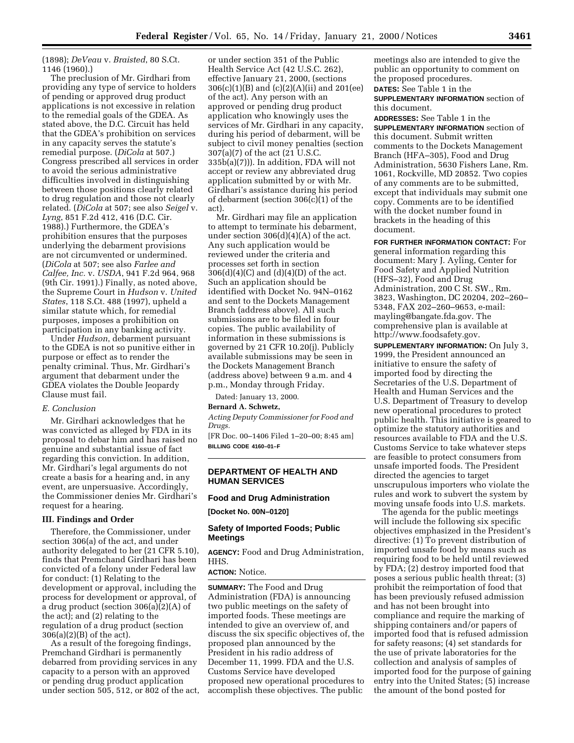(1898); *DeVeau* v. *Braisted*, 80 S.Ct. 1146 (1960).)

The preclusion of Mr. Girdhari from providing any type of service to holders of pending or approved drug product applications is not excessive in relation to the remedial goals of the GDEA. As stated above, the D.C. Circuit has held that the GDEA's prohibition on services in any capacity serves the statute's remedial purpose. (*DiCola* at 507.) Congress prescribed all services in order to avoid the serious administrative difficulties involved in distinguishing between those positions clearly related to drug regulation and those not clearly related. (*DiCola* at 507; see also *Seigel* v. *Lyng*, 851 F.2d 412, 416 (D.C. Cir. 1988).) Furthermore, the GDEA's prohibition ensures that the purposes underlying the debarment provisions are not circumvented or undermined. (*DiCola* at 507; see also *Farlee and Calfee, Inc.* v. *USDA*, 941 F.2d 964, 968 (9th Cir. 1991).) Finally, as noted above, the Supreme Court in *Hudson* v. *United States*, 118 S.Ct. 488 (1997), upheld a similar statute which, for remedial purposes, imposes a prohibition on participation in any banking activity.

Under *Hudson*, debarment pursuant to the GDEA is not so punitive either in purpose or effect as to render the penalty criminal. Thus, Mr. Girdhari's argument that debarment under the GDEA violates the Double Jeopardy Clause must fail.

*E. Conclusion*

Mr. Girdhari acknowledges that he was convicted as alleged by FDA in its proposal to debar him and has raised no genuine and substantial issue of fact regarding this conviction. In addition, Mr. Girdhari's legal arguments do not create a basis for a hearing and, in any event, are unpersuasive. Accordingly, the Commissioner denies Mr. Girdhari's request for a hearing.

### III. Findings and Order

Therefore, the Commissioner, under section 306(a) of the act, and under authority delegated to her (21 CFR 5.10), finds that Premchand Girdhari has been convicted of a felony under Federal law for conduct: (1) Relating to the development or approval, including the process for development or approval, of a drug product (section 306(a)(2)(A) of the act); and (2) relating to the regulation of a drug product (section 306(a)(2)(B) of the act).

As a result of the foregoing findings, Premchand Girdhari is permanently debarred from providing services in any capacity to a person with an approved or pending drug product application under section 505, 512, or 802 of the act, or under section 351 of the Public Health Service Act (42 U.S.C. 262), effective January 21, 2000, (sections 306(c)(1)(B) and (c)(2)(A)(ii) and 201(ee) of the act). Any person with an approved or pending drug product application who knowingly uses the services of Mr. Girdhari in any capacity, during his period of debarment, will be subject to civil money penalties (section 307(a)(7) of the act (21 U.S.C. 335b(a)(7))). In addition, FDA will not accept or review any abbreviated drug application submitted by or with Mr. Girdhari's assistance during his period of debarment (section 306(c)(1) of the act).

Mr. Girdhari may file an application to attempt to terminate his debarment, under section 306(d)(4)(A) of the act. Any such application would be reviewed under the criteria and processes set forth in section 306(d)(4)(C) and (d)(4)(D) of the act. Such an application should be identified with Docket No. 94N–0162 and sent to the Dockets Management Branch (address above). All such submissions are to be filed in four copies. The public availability of information in these submissions is governed by 21 CFR 10.20(j). Publicly available submissions may be seen in the Dockets Management Branch (address above) between 9 a.m. and 4 p.m., Monday through Friday.

Dated: January 13, 2000.

**Bernard A. Schwetz,**

*Acting Deputy Commissioner for Food and Drugs.*

[FR Doc. 00–1406 Filed 1–20–00; 8:45 am]

**BILLING CODE 4160–01–F**

## DEPARTMENT OF HEALTH AND HUMAN SERVICES

### Food and Drug Administration

**[Docket No. 00N–0120]**

### Safety of Imported Foods; Public Meetings

**AGENCY:** Food and Drug Administration, HHS.

**ACTION:** Notice.

**SUMMARY:** The Food and Drug Administration (FDA) is announcing two public meetings on the safety of imported foods. These meetings are intended to give an overview of, and discuss the six specific objectives of, the proposed plan announced by the President in his radio address of December 11, 1999. FDA and the U.S. Customs Service have developed proposed new operational procedures to accomplish these objectives. The public meetings also are intended to give the public an opportunity to comment on the proposed procedures.

**DATES:** See Table 1 in the **SUPPLEMENTARY INFORMATION** section of this document.

**ADDRESSES:** See Table 1 in the **SUPPLEMENTARY INFORMATION** section of this document. Submit written comments to the Dockets Management Branch (HFA–305), Food and Drug Administration, 5630 Fishers Lane, Rm. 1061, Rockville, MD 20852. Two copies of any comments are to be submitted, except that individuals may submit one copy. Comments are to be identified with the docket number found in brackets in the heading of this document.

**FOR FURTHER INFORMATION CONTACT:** For general information regarding this document: Mary J. Ayling, Center for Food Safety and Applied Nutrition (HFS–32), Food and Drug Administration, 200 C St. SW., Rm. 3823, Washington, DC 20204, 202–260–5348, FAX 202–260–9653, e-mail: mayling@bangate.fda.gov. The comprehensive plan is available at http://www.foodsafety.gov.

**SUPPLEMENTARY INFORMATION:** On July 3, 1999, the President announced an initiative to ensure the safety of imported food by directing the Secretaries of the U.S. Department of Health and Human Services and the U.S. Department of Treasury to develop new operational procedures to protect public health. This initiative is geared to optimize the statutory authorities and resources available to FDA and the U.S. Customs Service to take whatever steps are feasible to protect consumers from unsafe imported foods. The President directed the agencies to target unscrupulous importers who violate the rules and work to subvert the system by moving unsafe foods into U.S. markets.

The agenda for the public meetings will include the following six specific objectives emphasized in the President's directive: (1) To prevent distribution of imported unsafe food by means such as requiring food to be held until reviewed by FDA; (2) destroy imported food that poses a serious public health threat; (3) prohibit the reimportation of food that has been previously refused admission and has not been brought into compliance and require the marking of shipping containers and/or papers of imported food that is refused admission for safety reasons; (4) set standards for the use of private laboratories for the collection and analysis of samples of imported food for the purpose of gaining entry into the United States; (5) increase the amount of the bond posted for